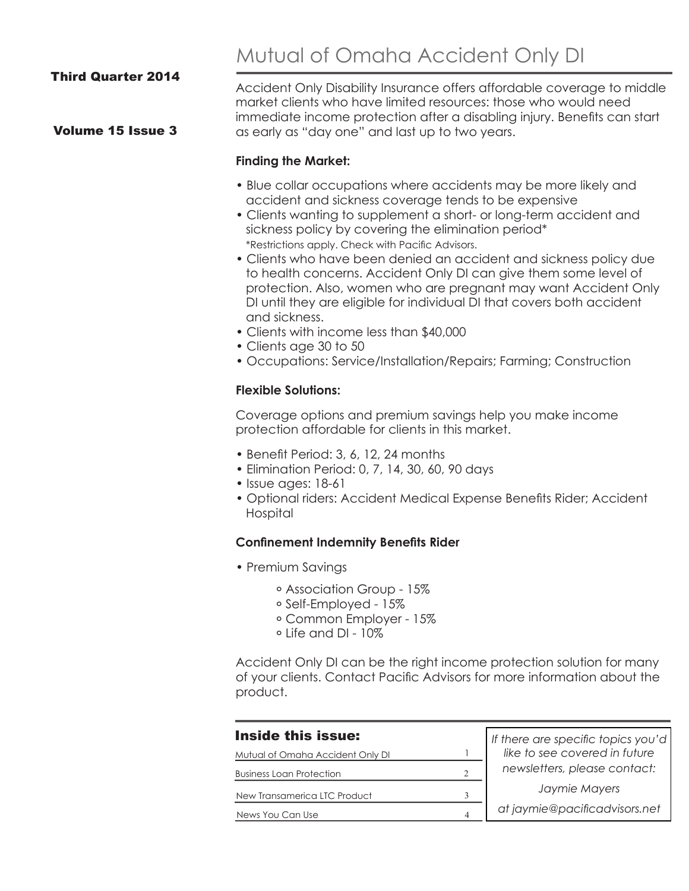Third Quarter 2014

Volume 15 Issue 3

# Mutual of Omaha Accident Only DI

Accident Only Disability Insurance offers affordable coverage to middle market clients who have limited resources: those who would need immediate income protection after a disabling injury. Benefits can start as early as "day one" and last up to two years.

**Finding the Market:**

- Blue collar occupations where accidents may be more likely and accident and sickness coverage tends to be expensive
- Clients wanting to supplement a short- or long-term accident and sickness policy by covering the elimination period*
  *Restrictions apply. Check with Pacific Advisors.
- Clients who have been denied an accident and sickness policy due to health concerns. Accident Only DI can give them some level of protection. Also, women who are pregnant may want Accident Only DI until they are eligible for individual DI that covers both accident and sickness.
- Clients with income less than $40,000
- Clients age 30 to 50
- Occupations: Service/Installation/Repairs; Farming; Construction

**Flexible Solutions:**

Coverage options and premium savings help you make income protection affordable for clients in this market.

- Benefit Period: 3, 6, 12, 24 months
- Elimination Period: 0, 7, 14, 30, 60, 90 days
- Issue ages: 18-61
- Optional riders: Accident Medical Expense Benefits Rider; Accident Hospital

**Confinement Indemnity Benefits Rider**

- Premium Savings
  - Association Group - 15%
  - Self-Employed - 15%
  - Common Employer - 15%
  - Life and DI - 10%

Accident Only DI can be the right income protection solution for many of your clients. Contact Pacific Advisors for more information about the product.

## Inside this issue:

| | |
|---|---|
| Mutual of Omaha Accident Only DI | 1 |
| Business Loan Protection | 2 |
| New Transamerica LTC Product | 3 |
| News You Can Use | 4 |

*If there are specific topics you'd like to see covered in future newsletters, please contact:*

*Jaymie Mayers*

*at jaymie@pacificadvisors.net*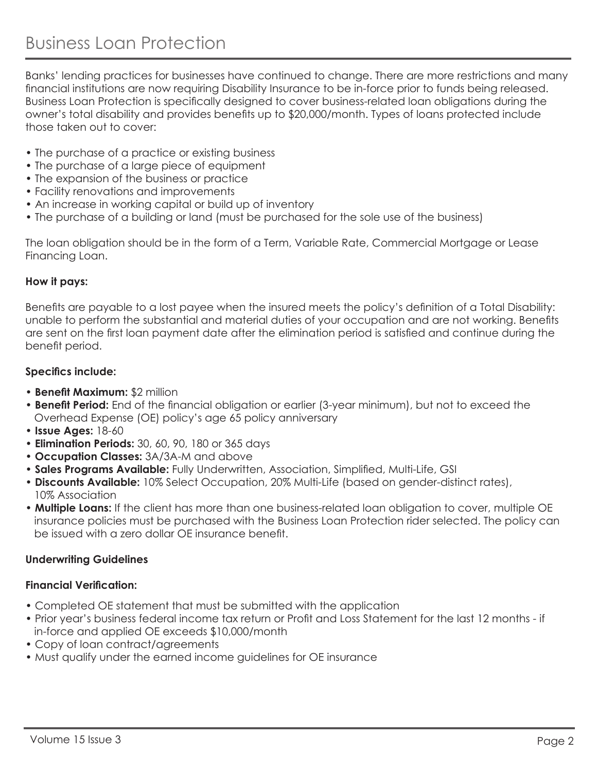# Business Loan Protection

Banks' lending practices for businesses have continued to change. There are more restrictions and many financial institutions are now requiring Disability Insurance to be in-force prior to funds being released. Business Loan Protection is specifically designed to cover business-related loan obligations during the owner's total disability and provides benefits up to $20,000/month. Types of loans protected include those taken out to cover:

- The purchase of a practice or existing business
- The purchase of a large piece of equipment
- The expansion of the business or practice
- Facility renovations and improvements
- An increase in working capital or build up of inventory
- The purchase of a building or land (must be purchased for the sole use of the business)

The loan obligation should be in the form of a Term, Variable Rate, Commercial Mortgage or Lease Financing Loan.

**How it pays:**

Benefits are payable to a lost payee when the insured meets the policy's definition of a Total Disability: unable to perform the substantial and material duties of your occupation and are not working. Benefits are sent on the first loan payment date after the elimination period is satisfied and continue during the benefit period.

**Specifics include:**

- **Benefit Maximum:** $2 million
- **Benefit Period:** End of the financial obligation or earlier (3-year minimum), but not to exceed the Overhead Expense (OE) policy's age 65 policy anniversary
- **Issue Ages:** 18-60
- **Elimination Periods:** 30, 60, 90, 180 or 365 days
- **Occupation Classes:** 3A/3A-M and above
- **Sales Programs Available:** Fully Underwritten, Association, Simplified, Multi-Life, GSI
- **Discounts Available:** 10% Select Occupation, 20% Multi-Life (based on gender-distinct rates), 10% Association
- **Multiple Loans:** If the client has more than one business-related loan obligation to cover, multiple OE insurance policies must be purchased with the Business Loan Protection rider selected. The policy can be issued with a zero dollar OE insurance benefit.

**Underwriting Guidelines**

**Financial Verification:**

- Completed OE statement that must be submitted with the application
- Prior year's business federal income tax return or Profit and Loss Statement for the last 12 months - if in-force and applied OE exceeds $10,000/month
- Copy of loan contract/agreements
- Must qualify under the earned income guidelines for OE insurance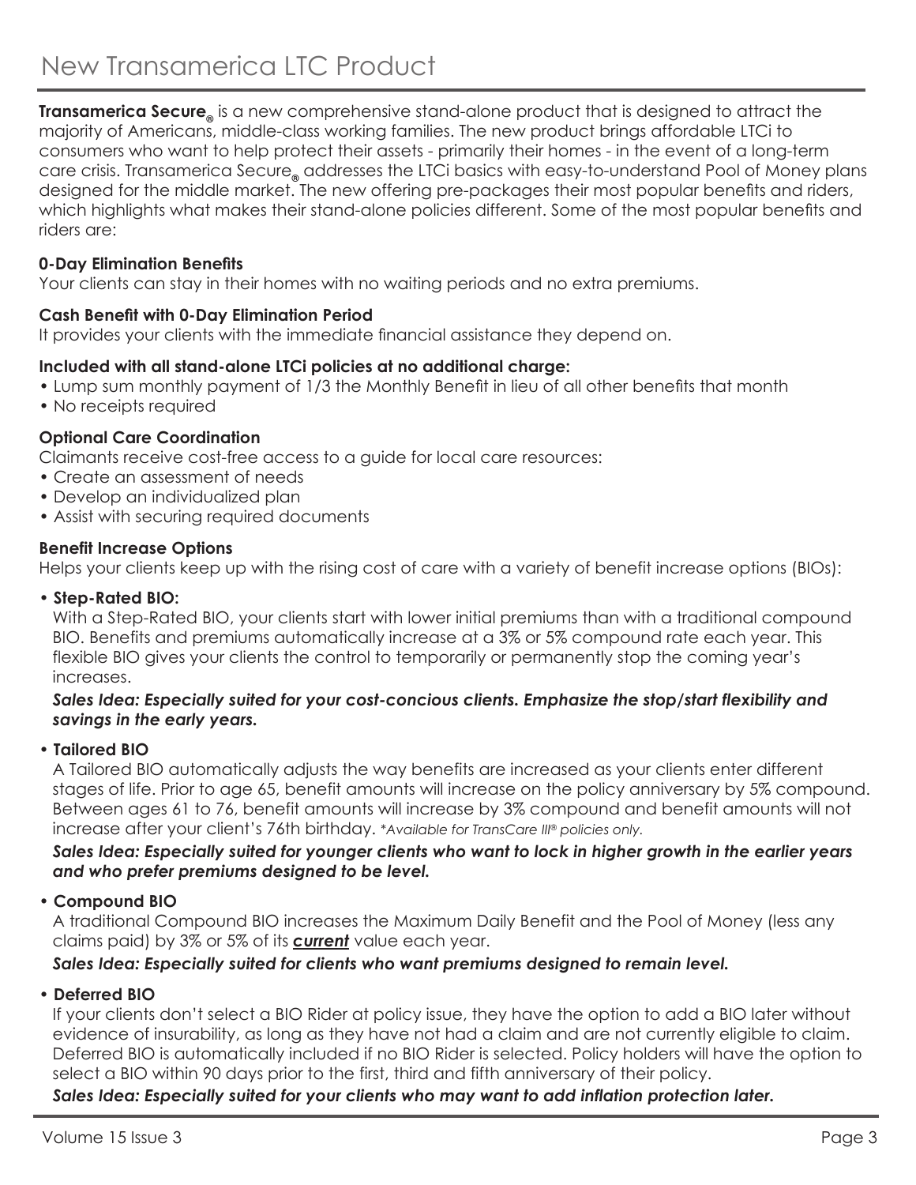# New Transamerica LTC Product

**Transamerica Secure®** is a new comprehensive stand-alone product that is designed to attract the majority of Americans, middle-class working families. The new product brings affordable LTCi to consumers who want to help protect their assets - primarily their homes - in the event of a long-term care crisis. Transamerica Secure® addresses the LTCi basics with easy-to-understand Pool of Money plans designed for the middle market. The new offering pre-packages their most popular benefits and riders, which highlights what makes their stand-alone policies different. Some of the most popular benefits and riders are:

**0-Day Elimination Benefits**
Your clients can stay in their homes with no waiting periods and no extra premiums.

**Cash Benefit with 0-Day Elimination Period**
It provides your clients with the immediate financial assistance they depend on.

**Included with all stand-alone LTCi policies at no additional charge:**

- Lump sum monthly payment of 1/3 the Monthly Benefit in lieu of all other benefits that month
- No receipts required

**Optional Care Coordination**
Claimants receive cost-free access to a guide for local care resources:

- Create an assessment of needs
- Develop an individualized plan
- Assist with securing required documents

**Benefit Increase Options**
Helps your clients keep up with the rising cost of care with a variety of benefit increase options (BIOs):

- **Step-Rated BIO:**
  With a Step-Rated BIO, your clients start with lower initial premiums than with a traditional compound BIO. Benefits and premiums automatically increase at a 3% or 5% compound rate each year. This flexible BIO gives your clients the control to temporarily or permanently stop the coming year's increases.

  ***Sales Idea: Especially suited for your cost-concious clients. Emphasize the stop/start flexibility and savings in the early years.***

- **Tailored BIO**
  A Tailored BIO automatically adjusts the way benefits are increased as your clients enter different stages of life. Prior to age 65, benefit amounts will increase on the policy anniversary by 5% compound. Between ages 61 to 76, benefit amounts will increase by 3% compound and benefit amounts will not increase after your client's 76th birthday. *\*Available for TransCare III® policies only.*

  ***Sales Idea: Especially suited for younger clients who want to lock in higher growth in the earlier years and who prefer premiums designed to be level.***

- **Compound BIO**
  A traditional Compound BIO increases the Maximum Daily Benefit and the Pool of Money (less any claims paid) by 3% or 5% of its ***current*** value each year.

  ***Sales Idea: Especially suited for clients who want premiums designed to remain level.***

- **Deferred BIO**
  If your clients don't select a BIO Rider at policy issue, they have the option to add a BIO later without evidence of insurability, as long as they have not had a claim and are not currently eligible to claim. Deferred BIO is automatically included if no BIO Rider is selected. Policy holders will have the option to select a BIO within 90 days prior to the first, third and fifth anniversary of their policy.

  ***Sales Idea: Especially suited for your clients who may want to add inflation protection later.***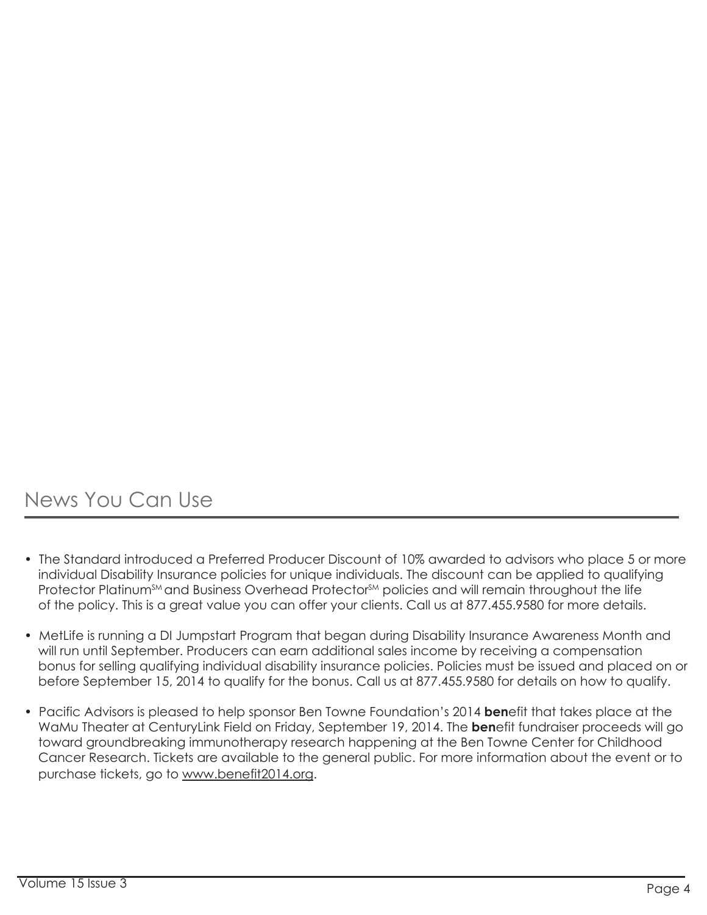## News You Can Use

- The Standard introduced a Preferred Producer Discount of 10% awarded to advisors who place 5 or more individual Disability Insurance policies for unique individuals. The discount can be applied to qualifying Protector Platinum[SM] and Business Overhead Protector[SM] policies and will remain throughout the life of the policy. This is a great value you can offer your clients. Call us at 877.455.9580 for more details.
- MetLife is running a DI Jumpstart Program that began during Disability Insurance Awareness Month and will run until September. Producers can earn additional sales income by receiving a compensation bonus for selling qualifying individual disability insurance policies. Policies must be issued and placed on or before September 15, 2014 to qualify for the bonus. Call us at 877.455.9580 for details on how to qualify.
- Pacific Advisors is pleased to help sponsor Ben Towne Foundation's 2014 **ben**efit that takes place at the WaMu Theater at CenturyLink Field on Friday, September 19, 2014. The **ben**efit fundraiser proceeds will go toward groundbreaking immunotherapy research happening at the Ben Towne Center for Childhood Cancer Research. Tickets are available to the general public. For more information about the event or to purchase tickets, go to www.benefit2014.org.